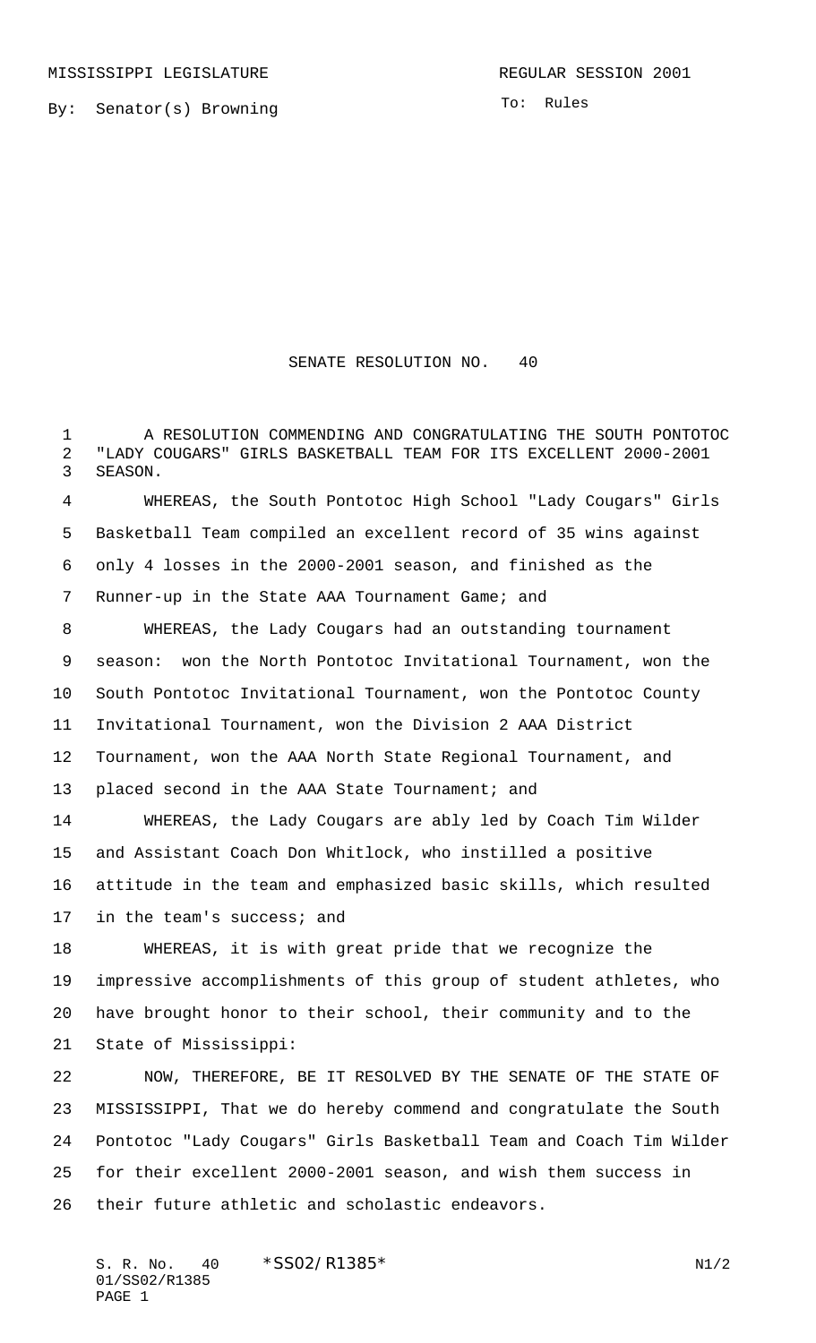MISSISSIPPI LEGISLATURE REGULAR SESSION 2001

By: Senator(s) Browning

To: Rules

# SENATE RESOLUTION NO. 40

A RESOLUTION COMMENDING AND CONGRATULATING THE SOUTH PONTOTOC "LADY COUGARS" GIRLS BASKETBALL TEAM FOR ITS EXCELLENT 2000-2001 SEASON.

WHEREAS, the South Pontotoc High School "Lady Cougars" Girls Basketball Team compiled an excellent record of 35 wins against only 4 losses in the 2000-2001 season, and finished as the Runner-up in the State AAA Tournament Game; and

WHEREAS, the Lady Cougars had an outstanding tournament season: won the North Pontotoc Invitational Tournament, won the South Pontotoc Invitational Tournament, won the Pontotoc County Invitational Tournament, won the Division 2 AAA District Tournament, won the AAA North State Regional Tournament, and placed second in the AAA State Tournament; and

WHEREAS, the Lady Cougars are ably led by Coach Tim Wilder and Assistant Coach Don Whitlock, who instilled a positive attitude in the team and emphasized basic skills, which resulted in the team's success; and

WHEREAS, it is with great pride that we recognize the impressive accomplishments of this group of student athletes, who have brought honor to their school, their community and to the State of Mississippi:

NOW, THEREFORE, BE IT RESOLVED BY THE SENATE OF THE STATE OF MISSISSIPPI, That we do hereby commend and congratulate the South Pontotoc "Lady Cougars" Girls Basketball Team and Coach Tim Wilder for their excellent 2000-2001 season, and wish them success in their future athletic and scholastic endeavors.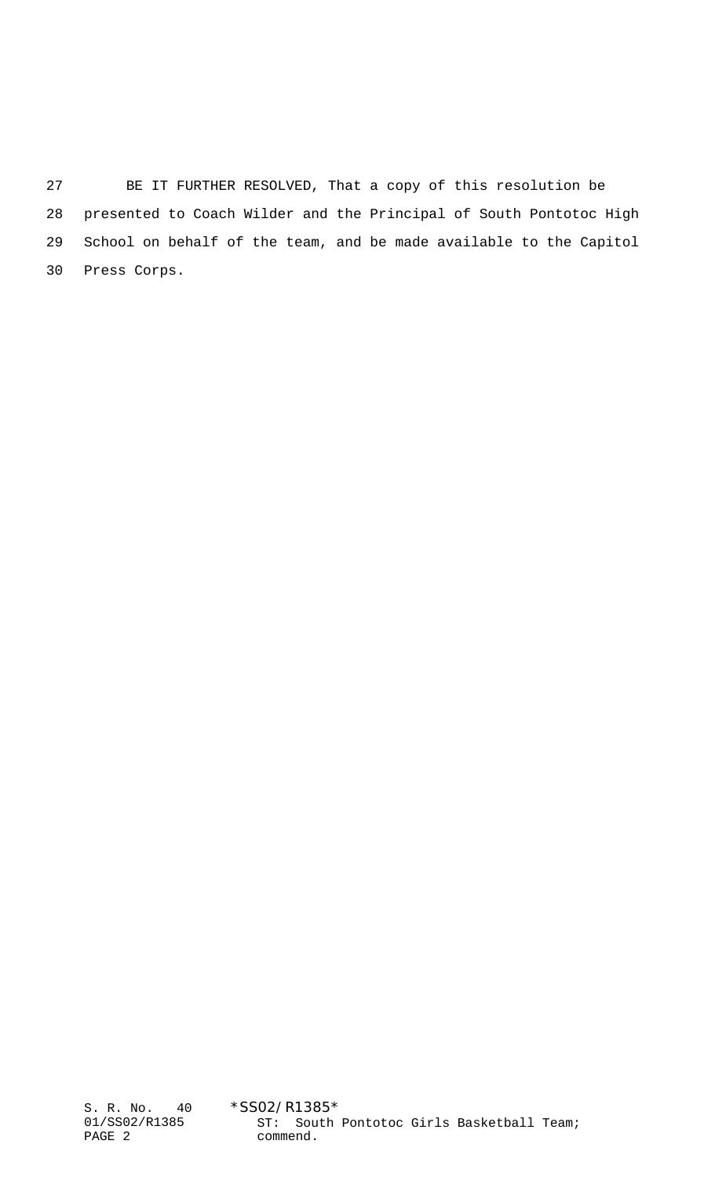BE IT FURTHER RESOLVED, That a copy of this resolution be presented to Coach Wilder and the Principal of South Pontotoc High School on behalf of the team, and be made available to the Capitol Press Corps.